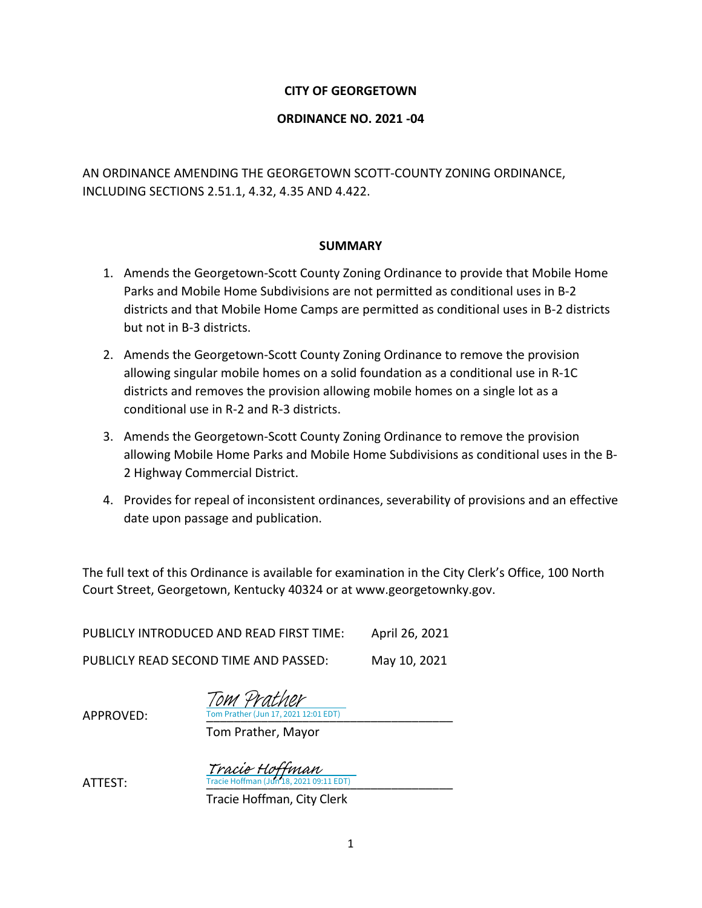**CITY OF GEORGETOWN**

**ORDINANCE NO. 2021 -04**

AN ORDINANCE AMENDING THE GEORGETOWN SCOTT-COUNTY ZONING ORDINANCE, INCLUDING SECTIONS 2.51.1, 4.32, 4.35 AND 4.422.

**SUMMARY**

1. Amends the Georgetown-Scott County Zoning Ordinance to provide that Mobile Home Parks and Mobile Home Subdivisions are not permitted as conditional uses in B-2 districts and that Mobile Home Camps are permitted as conditional uses in B-2 districts but not in B-3 districts.
2. Amends the Georgetown-Scott County Zoning Ordinance to remove the provision allowing singular mobile homes on a solid foundation as a conditional use in R-1C districts and removes the provision allowing mobile homes on a single lot as a conditional use in R-2 and R-3 districts.
3. Amends the Georgetown-Scott County Zoning Ordinance to remove the provision allowing Mobile Home Parks and Mobile Home Subdivisions as conditional uses in the B-2 Highway Commercial District.
4. Provides for repeal of inconsistent ordinances, severability of provisions and an effective date upon passage and publication.

The full text of this Ordinance is available for examination in the City Clerk's Office, 100 North Court Street, Georgetown, Kentucky 40324 or at www.georgetownky.gov.

PUBLICLY INTRODUCED AND READ FIRST TIME: April 26, 2021

PUBLICLY READ SECOND TIME AND PASSED: May 10, 2021

APPROVED: *Tom Prather*
Tom Prather (Jun 17, 2021 12:01 EDT)
Tom Prather, Mayor

ATTEST: *Tracie Hoffman*
Tracie Hoffman (Jun 18, 2021 09:11 EDT)
Tracie Hoffman, City Clerk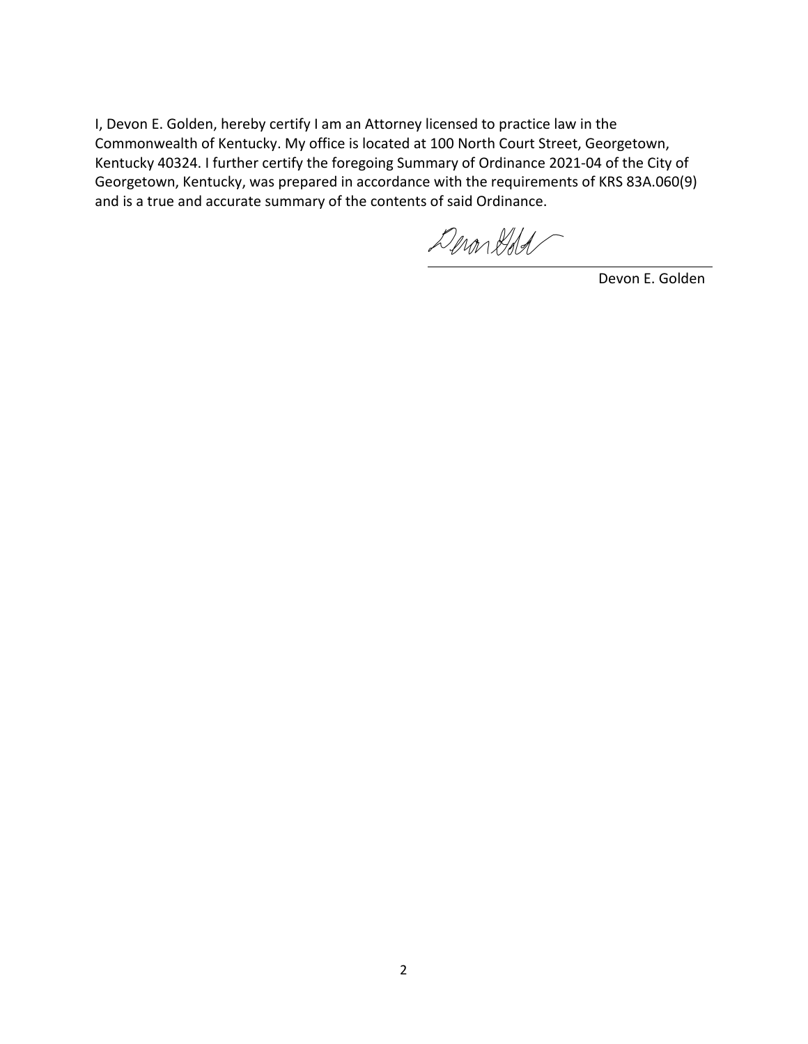I, Devon E. Golden, hereby certify I am an Attorney licensed to practice law in the Commonwealth of Kentucky. My office is located at 100 North Court Street, Georgetown, Kentucky 40324. I further certify the foregoing Summary of Ordinance 2021-04 of the City of Georgetown, Kentucky, was prepared in accordance with the requirements of KRS 83A.060(9) and is a true and accurate summary of the contents of said Ordinance.

Devon E. Golden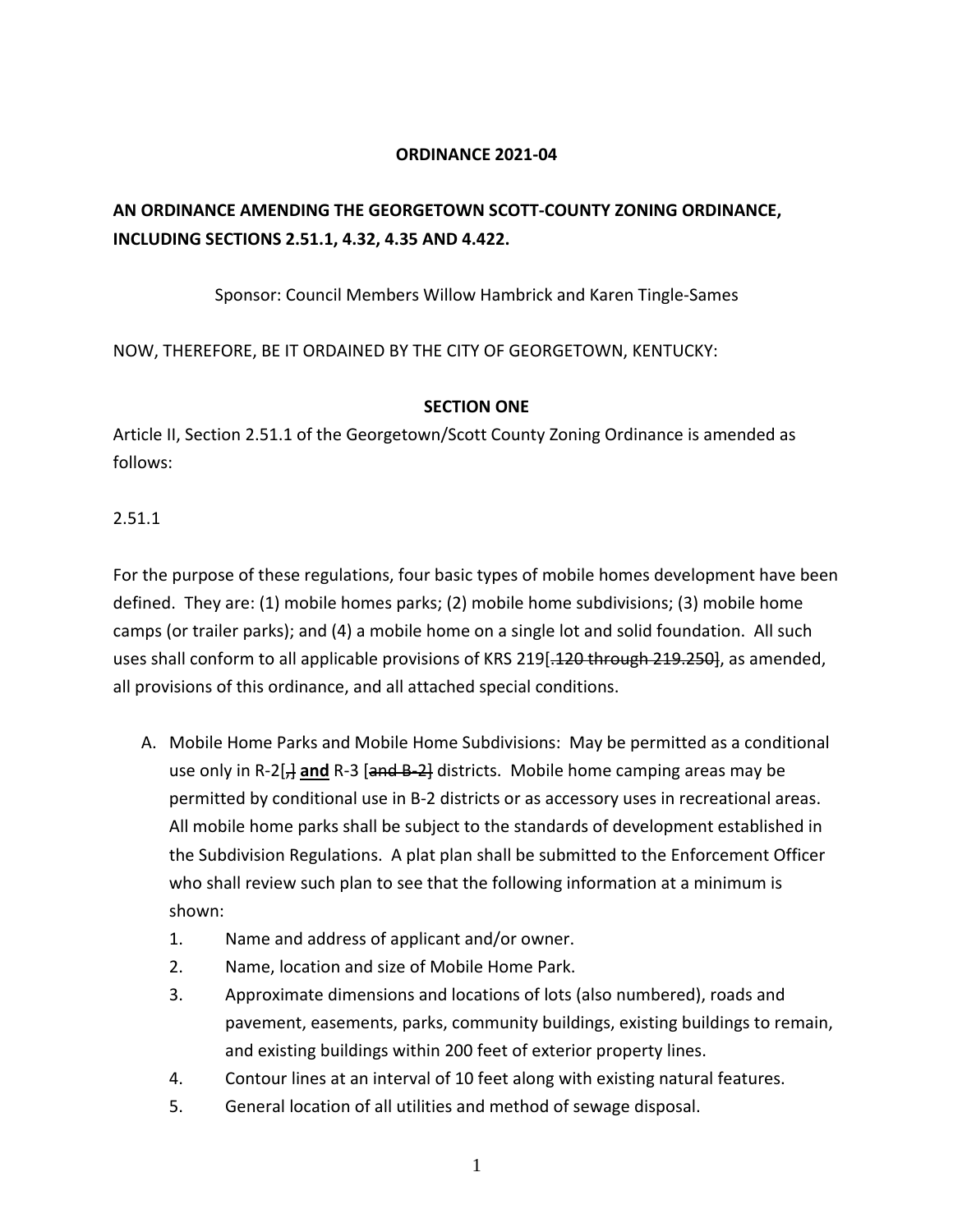**ORDINANCE 2021-04**

**AN ORDINANCE AMENDING THE GEORGETOWN SCOTT-COUNTY ZONING ORDINANCE, INCLUDING SECTIONS 2.51.1, 4.32, 4.35 AND 4.422.**

Sponsor: Council Members Willow Hambrick and Karen Tingle-Sames

NOW, THEREFORE, BE IT ORDAINED BY THE CITY OF GEORGETOWN, KENTUCKY:

**SECTION ONE**

Article II, Section 2.51.1 of the Georgetown/Scott County Zoning Ordinance is amended as follows:

2.51.1

For the purpose of these regulations, four basic types of mobile homes development have been defined. They are: (1) mobile homes parks; (2) mobile home subdivisions; (3) mobile home camps (or trailer parks); and (4) a mobile home on a single lot and solid foundation. All such uses shall conform to all applicable provisions of KRS 219[~~.120 through 219.250~~], as amended, all provisions of this ordinance, and all attached special conditions.

A. Mobile Home Parks and Mobile Home Subdivisions: May be permitted as a conditional use only in R-2[~~,~~] **and** R-3 [~~and B-2~~] districts. Mobile home camping areas may be permitted by conditional use in B-2 districts or as accessory uses in recreational areas. All mobile home parks shall be subject to the standards of development established in the Subdivision Regulations. A plat plan shall be submitted to the Enforcement Officer who shall review such plan to see that the following information at a minimum is shown:
    1. Name and address of applicant and/or owner.
    2. Name, location and size of Mobile Home Park.
    3. Approximate dimensions and locations of lots (also numbered), roads and pavement, easements, parks, community buildings, existing buildings to remain, and existing buildings within 200 feet of exterior property lines.
    4. Contour lines at an interval of 10 feet along with existing natural features.
    5. General location of all utilities and method of sewage disposal.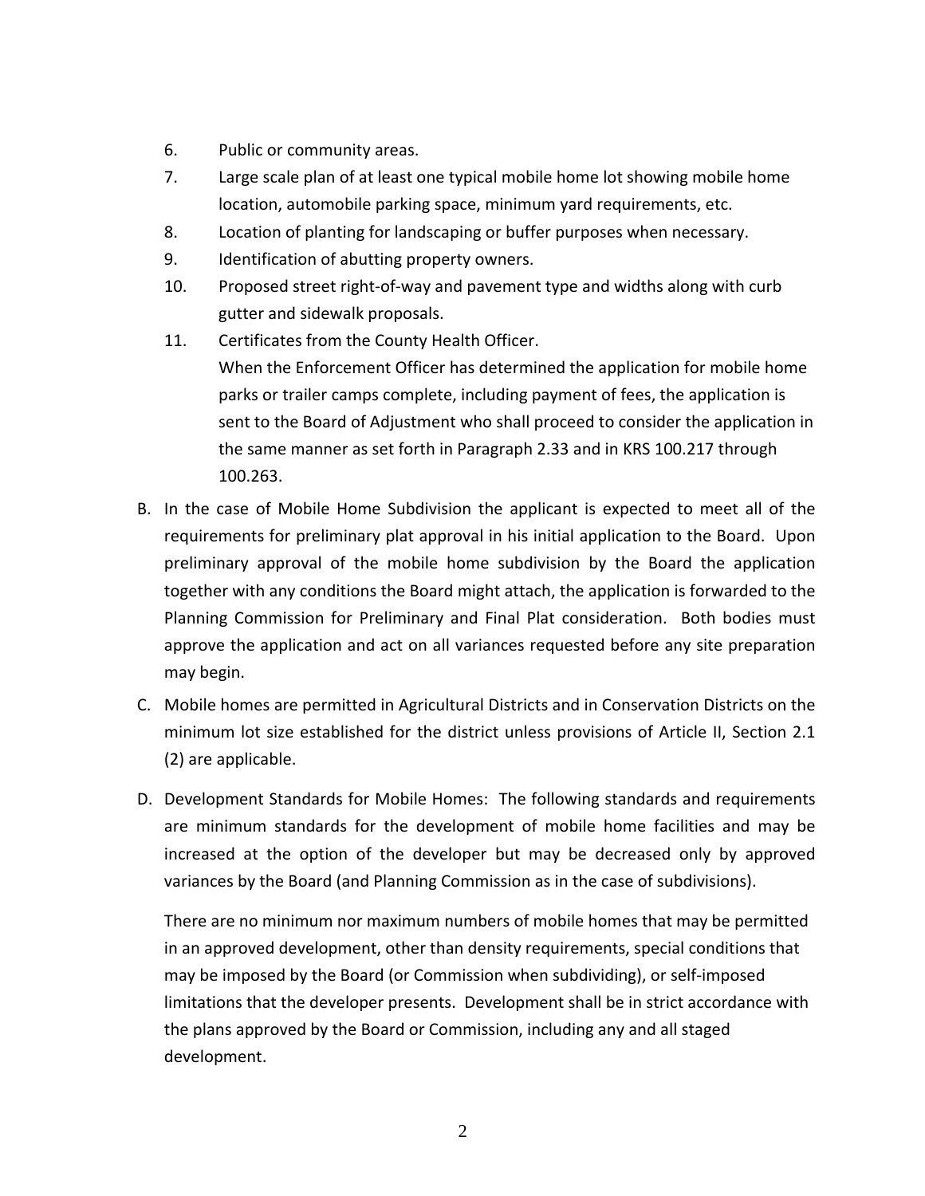6. Public or community areas.
7. Large scale plan of at least one typical mobile home lot showing mobile home location, automobile parking space, minimum yard requirements, etc.
8. Location of planting for landscaping or buffer purposes when necessary.
9. Identification of abutting property owners.
10. Proposed street right-of-way and pavement type and widths along with curb gutter and sidewalk proposals.
11. Certificates from the County Health Officer.

    When the Enforcement Officer has determined the application for mobile home parks or trailer camps complete, including payment of fees, the application is sent to the Board of Adjustment who shall proceed to consider the application in the same manner as set forth in Paragraph 2.33 and in KRS 100.217 through 100.263.

B. In the case of Mobile Home Subdivision the applicant is expected to meet all of the requirements for preliminary plat approval in his initial application to the Board. Upon preliminary approval of the mobile home subdivision by the Board the application together with any conditions the Board might attach, the application is forwarded to the Planning Commission for Preliminary and Final Plat consideration. Both bodies must approve the application and act on all variances requested before any site preparation may begin.

C. Mobile homes are permitted in Agricultural Districts and in Conservation Districts on the minimum lot size established for the district unless provisions of Article II, Section 2.1 (2) are applicable.

D. Development Standards for Mobile Homes: The following standards and requirements are minimum standards for the development of mobile home facilities and may be increased at the option of the developer but may be decreased only by approved variances by the Board (and Planning Commission as in the case of subdivisions).

   There are no minimum nor maximum numbers of mobile homes that may be permitted in an approved development, other than density requirements, special conditions that may be imposed by the Board (or Commission when subdividing), or self-imposed limitations that the developer presents. Development shall be in strict accordance with the plans approved by the Board or Commission, including any and all staged development.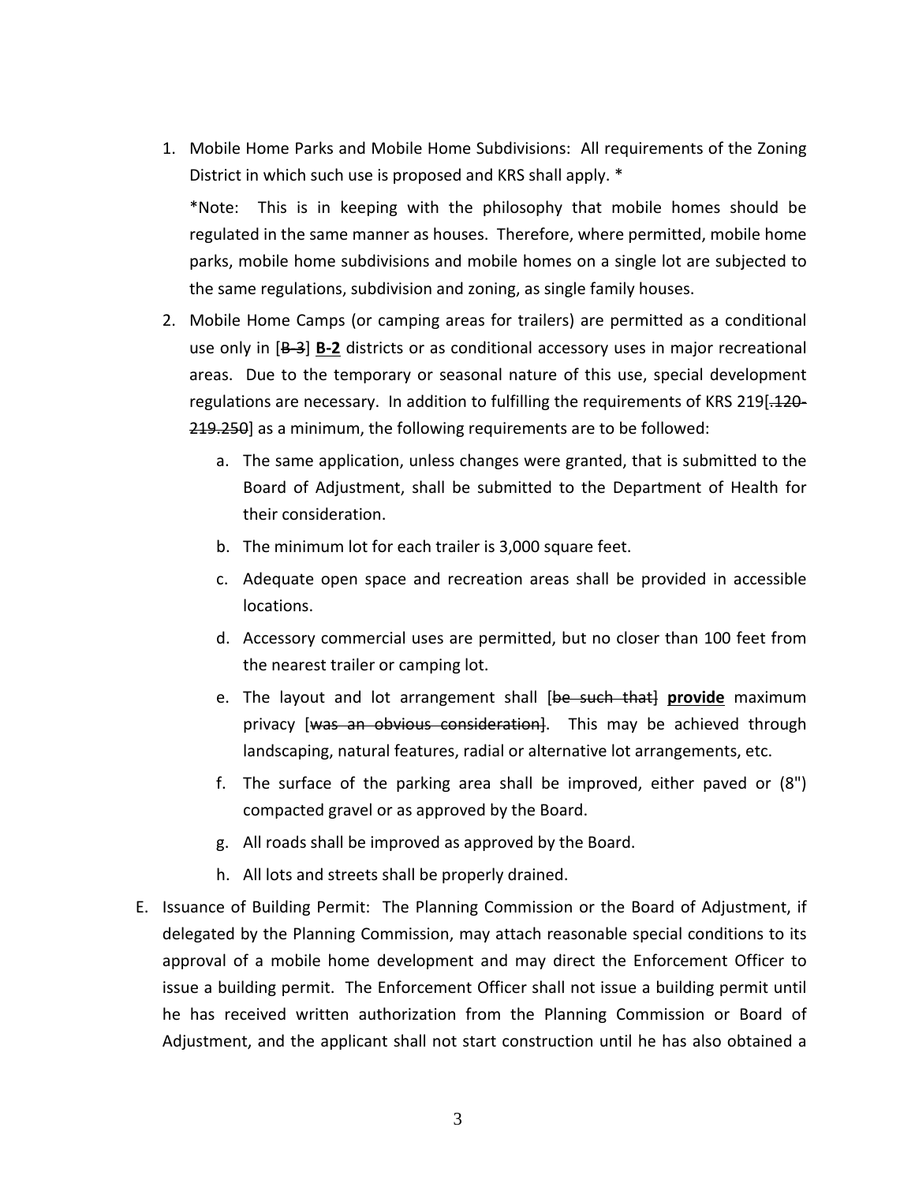1. Mobile Home Parks and Mobile Home Subdivisions: All requirements of the Zoning District in which such use is proposed and KRS shall apply. *

   *Note: This is in keeping with the philosophy that mobile homes should be regulated in the same manner as houses. Therefore, where permitted, mobile home parks, mobile home subdivisions and mobile homes on a single lot are subjected to the same regulations, subdivision and zoning, as single family houses.

2. Mobile Home Camps (or camping areas for trailers) are permitted as a conditional use only in [~~B-3~~] **B-2** districts or as conditional accessory uses in major recreational areas. Due to the temporary or seasonal nature of this use, special development regulations are necessary. In addition to fulfilling the requirements of KRS 219[~~.120-219.250~~] as a minimum, the following requirements are to be followed:

   a. The same application, unless changes were granted, that is submitted to the Board of Adjustment, shall be submitted to the Department of Health for their consideration.

   b. The minimum lot for each trailer is 3,000 square feet.

   c. Adequate open space and recreation areas shall be provided in accessible locations.

   d. Accessory commercial uses are permitted, but no closer than 100 feet from the nearest trailer or camping lot.

   e. The layout and lot arrangement shall [~~be such that~~] **provide** maximum privacy [~~was an obvious consideration~~]. This may be achieved through landscaping, natural features, radial or alternative lot arrangements, etc.

   f. The surface of the parking area shall be improved, either paved or (8") compacted gravel or as approved by the Board.

   g. All roads shall be improved as approved by the Board.

   h. All lots and streets shall be properly drained.

E. Issuance of Building Permit: The Planning Commission or the Board of Adjustment, if delegated by the Planning Commission, may attach reasonable special conditions to its approval of a mobile home development and may direct the Enforcement Officer to issue a building permit. The Enforcement Officer shall not issue a building permit until he has received written authorization from the Planning Commission or Board of Adjustment, and the applicant shall not start construction until he has also obtained a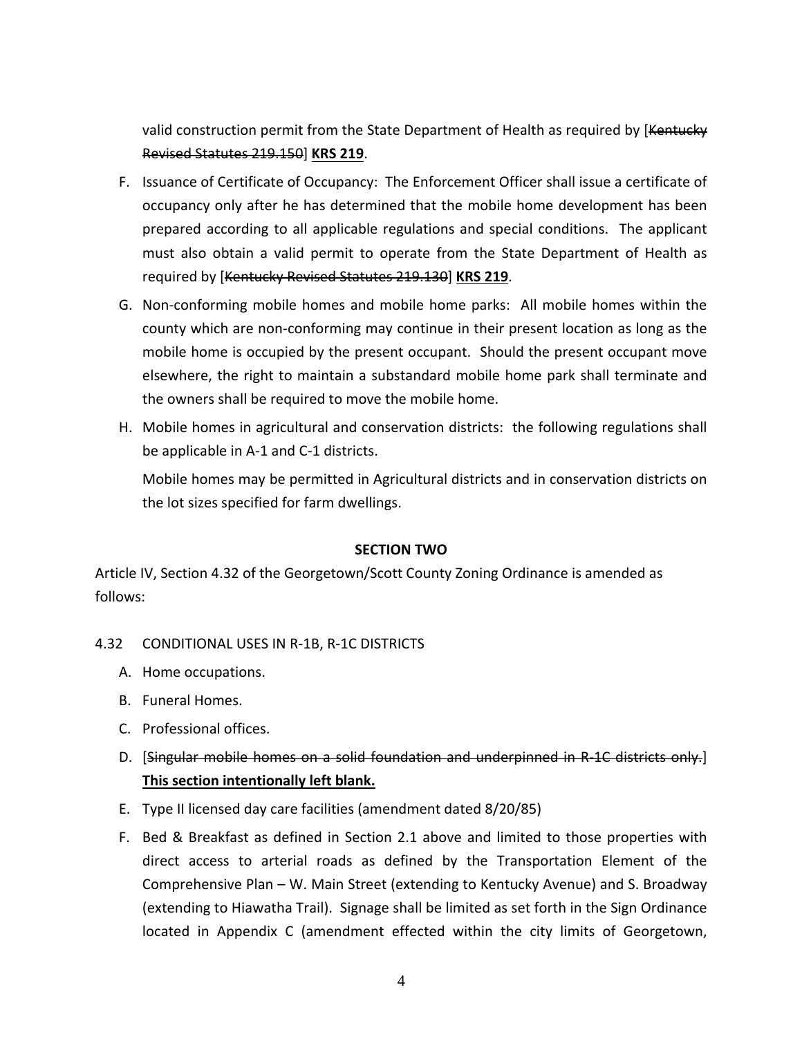valid construction permit from the State Department of Health as required by [~~Kentucky Revised Statutes 219.150~~] **KRS 219**.

F. Issuance of Certificate of Occupancy: The Enforcement Officer shall issue a certificate of occupancy only after he has determined that the mobile home development has been prepared according to all applicable regulations and special conditions. The applicant must also obtain a valid permit to operate from the State Department of Health as required by [~~Kentucky Revised Statutes 219.130~~] **KRS 219**.

G. Non-conforming mobile homes and mobile home parks: All mobile homes within the county which are non-conforming may continue in their present location as long as the mobile home is occupied by the present occupant. Should the present occupant move elsewhere, the right to maintain a substandard mobile home park shall terminate and the owners shall be required to move the mobile home.

H. Mobile homes in agricultural and conservation districts: the following regulations shall be applicable in A-1 and C-1 districts.

   Mobile homes may be permitted in Agricultural districts and in conservation districts on the lot sizes specified for farm dwellings.

**SECTION TWO**

Article IV, Section 4.32 of the Georgetown/Scott County Zoning Ordinance is amended as follows:

4.32 CONDITIONAL USES IN R-1B, R-1C DISTRICTS

A. Home occupations.

B. Funeral Homes.

C. Professional offices.

D. [~~Singular mobile homes on a solid foundation and underpinned in R-1C districts only.~~] **<u>This section intentionally left blank.</u>**

E. Type II licensed day care facilities (amendment dated 8/20/85)

F. Bed & Breakfast as defined in Section 2.1 above and limited to those properties with direct access to arterial roads as defined by the Transportation Element of the Comprehensive Plan – W. Main Street (extending to Kentucky Avenue) and S. Broadway (extending to Hiawatha Trail). Signage shall be limited as set forth in the Sign Ordinance located in Appendix C (amendment effected within the city limits of Georgetown,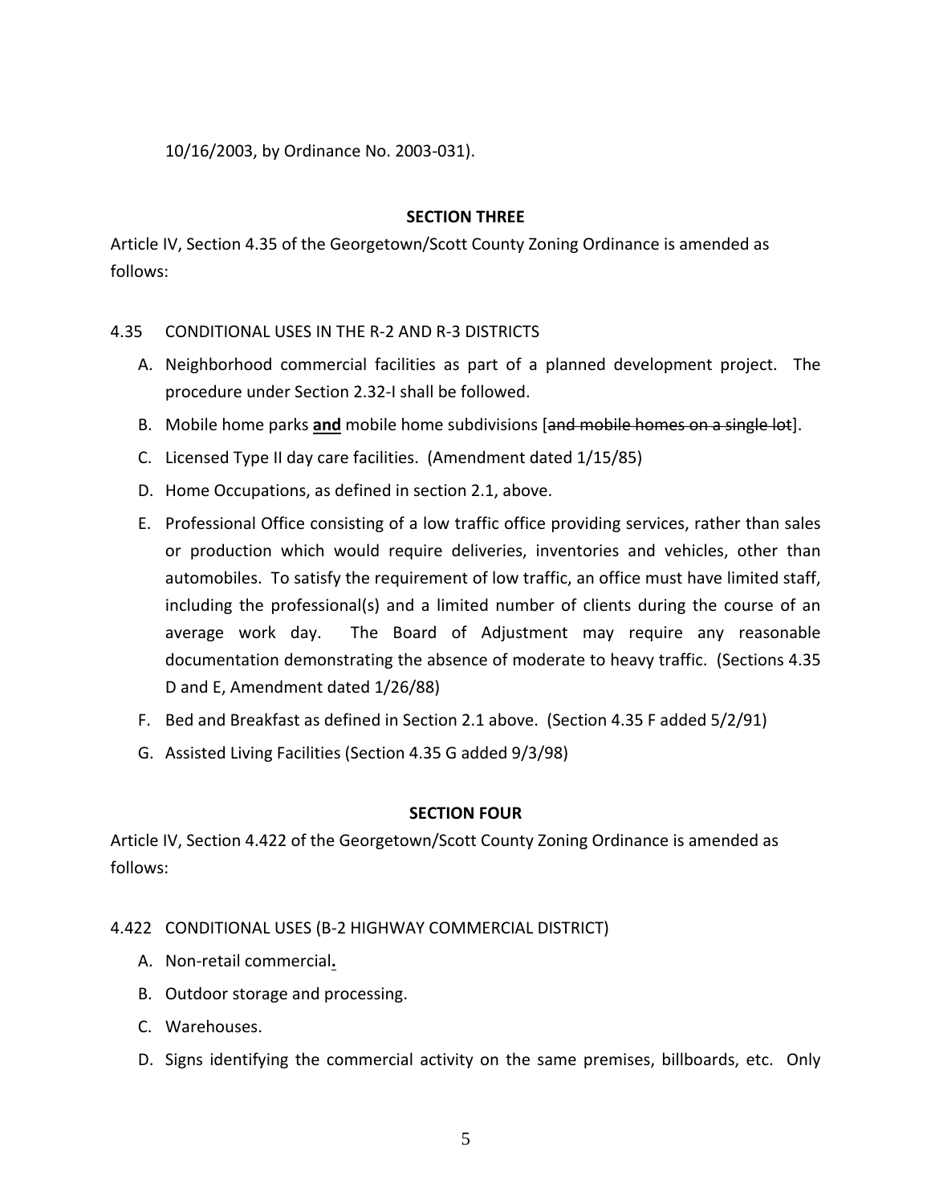10/16/2003, by Ordinance No. 2003-031).

**SECTION THREE**

Article IV, Section 4.35 of the Georgetown/Scott County Zoning Ordinance is amended as follows:

4.35 CONDITIONAL USES IN THE R-2 AND R-3 DISTRICTS

A. Neighborhood commercial facilities as part of a planned development project. The procedure under Section 2.32-I shall be followed.

B. Mobile home parks **<u>and</u>** mobile home subdivisions [~~and mobile homes on a single lot~~].

C. Licensed Type II day care facilities. (Amendment dated 1/15/85)

D. Home Occupations, as defined in section 2.1, above.

E. Professional Office consisting of a low traffic office providing services, rather than sales or production which would require deliveries, inventories and vehicles, other than automobiles. To satisfy the requirement of low traffic, an office must have limited staff, including the professional(s) and a limited number of clients during the course of an average work day. The Board of Adjustment may require any reasonable documentation demonstrating the absence of moderate to heavy traffic. (Sections 4.35 D and E, Amendment dated 1/26/88)

F. Bed and Breakfast as defined in Section 2.1 above. (Section 4.35 F added 5/2/91)

G. Assisted Living Facilities (Section 4.35 G added 9/3/98)

**SECTION FOUR**

Article IV, Section 4.422 of the Georgetown/Scott County Zoning Ordinance is amended as follows:

4.422 CONDITIONAL USES (B-2 HIGHWAY COMMERCIAL DISTRICT)

A. Non-retail commercial**<u>.</u>**

B. Outdoor storage and processing.

C. Warehouses.

D. Signs identifying the commercial activity on the same premises, billboards, etc. Only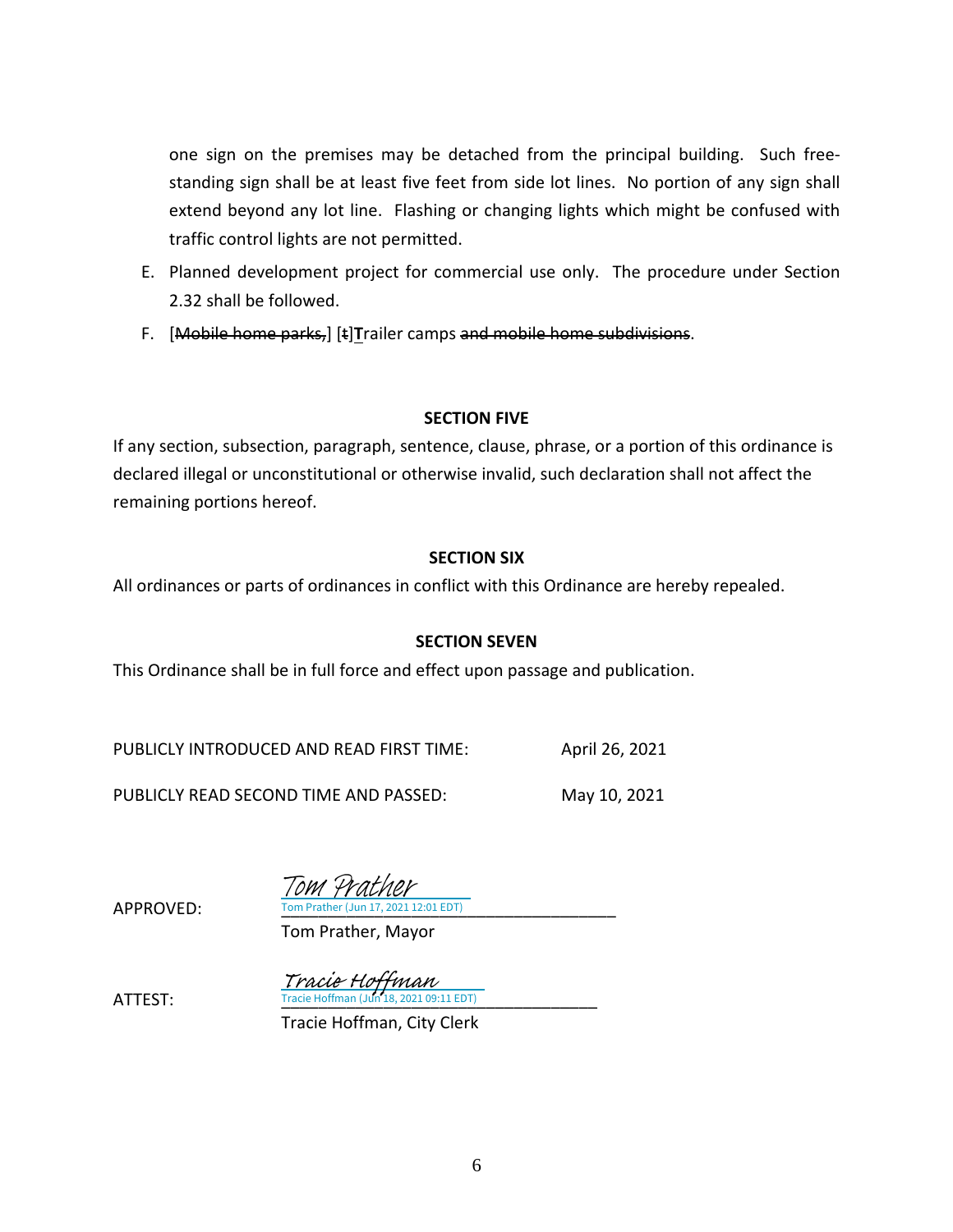one sign on the premises may be detached from the principal building. Such free-standing sign shall be at least five feet from side lot lines. No portion of any sign shall extend beyond any lot line. Flashing or changing lights which might be confused with traffic control lights are not permitted.

E. Planned development project for commercial use only. The procedure under Section 2.32 shall be followed.

F. [~~Mobile home parks,~~] [~~t~~]**T**railer camps ~~and mobile home subdivisions~~.

**SECTION FIVE**

If any section, subsection, paragraph, sentence, clause, phrase, or a portion of this ordinance is declared illegal or unconstitutional or otherwise invalid, such declaration shall not affect the remaining portions hereof.

**SECTION SIX**

All ordinances or parts of ordinances in conflict with this Ordinance are hereby repealed.

**SECTION SEVEN**

This Ordinance shall be in full force and effect upon passage and publication.

PUBLICLY INTRODUCED AND READ FIRST TIME: April 26, 2021

PUBLICLY READ SECOND TIME AND PASSED: May 10, 2021

APPROVED: Tom Prather
Tom Prather (Jun 17, 2021 12:01 EDT)
Tom Prather, Mayor

ATTEST: Tracie Hoffman
Tracie Hoffman (Jun 18, 2021 09:11 EDT)
Tracie Hoffman, City Clerk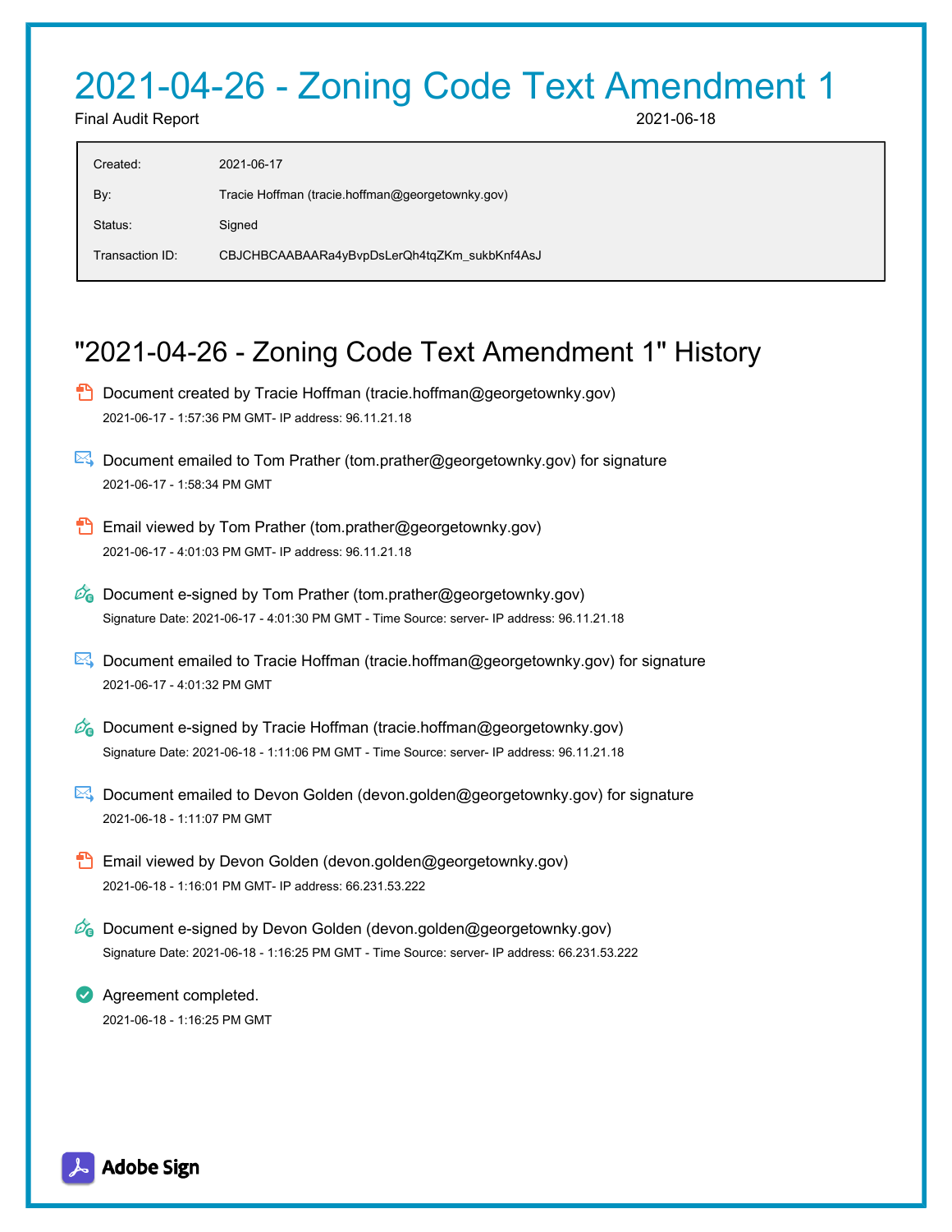# 2021-04-26 - Zoning Code Text Amendment 1

Final Audit Report 2021-06-18

| | |
|---|---|
| Created: | 2021-06-17 |
| By: | Tracie Hoffman (tracie.hoffman@georgetownky.gov) |
| Status: | Signed |
| Transaction ID: | CBJCHBCAABAARa4yBvpDsLerQh4tqZKm_sukbKnf4AsJ |

## "2021-04-26 - Zoning Code Text Amendment 1" History

- Document created by Tracie Hoffman (tracie.hoffman@georgetownky.gov)
  2021-06-17 - 1:57:36 PM GMT- IP address: 96.11.21.18

- Document emailed to Tom Prather (tom.prather@georgetownky.gov) for signature
  2021-06-17 - 1:58:34 PM GMT

- Email viewed by Tom Prather (tom.prather@georgetownky.gov)
  2021-06-17 - 4:01:03 PM GMT- IP address: 96.11.21.18

- Document e-signed by Tom Prather (tom.prather@georgetownky.gov)
  Signature Date: 2021-06-17 - 4:01:30 PM GMT - Time Source: server- IP address: 96.11.21.18

- Document emailed to Tracie Hoffman (tracie.hoffman@georgetownky.gov) for signature
  2021-06-17 - 4:01:32 PM GMT

- Document e-signed by Tracie Hoffman (tracie.hoffman@georgetownky.gov)
  Signature Date: 2021-06-18 - 1:11:06 PM GMT - Time Source: server- IP address: 96.11.21.18

- Document emailed to Devon Golden (devon.golden@georgetownky.gov) for signature
  2021-06-18 - 1:11:07 PM GMT

- Email viewed by Devon Golden (devon.golden@georgetownky.gov)
  2021-06-18 - 1:16:01 PM GMT- IP address: 66.231.53.222

- Document e-signed by Devon Golden (devon.golden@georgetownky.gov)
  Signature Date: 2021-06-18 - 1:16:25 PM GMT - Time Source: server- IP address: 66.231.53.222

- Agreement completed.
  2021-06-18 - 1:16:25 PM GMT

Adobe Sign